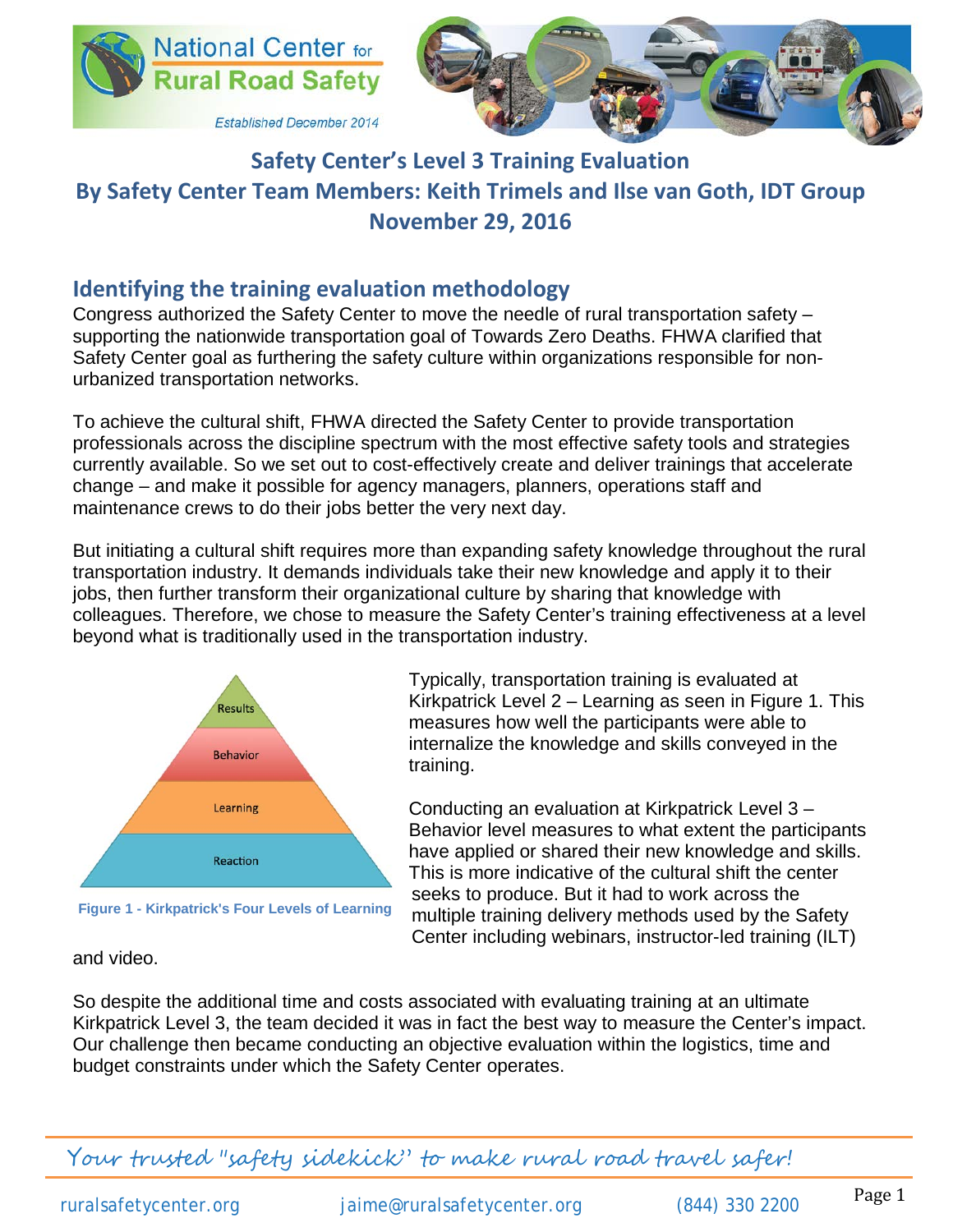National Center for Rural Road Safety

*Established December 2014*

# Safety Center's Level 3 Training Evaluation

## By Safety Center Team Members: Keith Trimels and Ilse van Goth, IDT Group

### November 29, 2016

## Identifying the training evaluation methodology

Congress authorized the Safety Center to move the needle of rural transportation safety – supporting the nationwide transportation goal of Towards Zero Deaths. FHWA clarified that Safety Center goal as furthering the safety culture within organizations responsible for non-urbanized transportation networks.

To achieve the cultural shift, FHWA directed the Safety Center to provide transportation professionals across the discipline spectrum with the most effective safety tools and strategies currently available. So we set out to cost-effectively create and deliver trainings that accelerate change – and make it possible for agency managers, planners, operations staff and maintenance crews to do their jobs better the very next day.

But initiating a cultural shift requires more than expanding safety knowledge throughout the rural transportation industry. It demands individuals take their new knowledge and apply it to their jobs, then further transform their organizational culture by sharing that knowledge with colleagues. Therefore, we chose to measure the Safety Center's training effectiveness at a level beyond what is traditionally used in the transportation industry.

Results

Behavior

Learning

Reaction

**Figure 1 - Kirkpatrick's Four Levels of Learning**

Typically, transportation training is evaluated at Kirkpatrick Level 2 – Learning as seen in Figure 1. This measures how well the participants were able to internalize the knowledge and skills conveyed in the training.

Conducting an evaluation at Kirkpatrick Level 3 – Behavior level measures to what extent the participants have applied or shared their new knowledge and skills. This is more indicative of the cultural shift the center seeks to produce. But it had to work across the multiple training delivery methods used by the Safety Center including webinars, instructor-led training (ILT) and video.

So despite the additional time and costs associated with evaluating training at an ultimate Kirkpatrick Level 3, the team decided it was in fact the best way to measure the Center's impact. Our challenge then became conducting an objective evaluation within the logistics, time and budget constraints under which the Safety Center operates.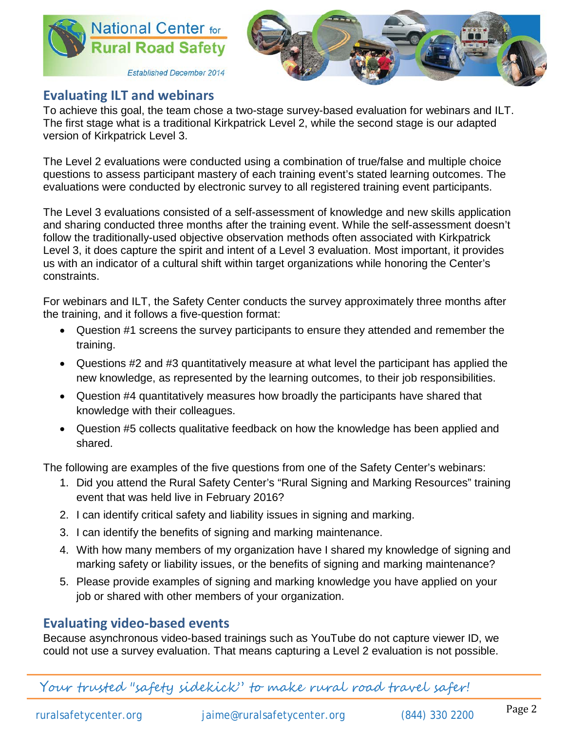## Evaluating ILT and webinars

To achieve this goal, the team chose a two-stage survey-based evaluation for webinars and ILT. The first stage what is a traditional Kirkpatrick Level 2, while the second stage is our adapted version of Kirkpatrick Level 3.

The Level 2 evaluations were conducted using a combination of true/false and multiple choice questions to assess participant mastery of each training event's stated learning outcomes. The evaluations were conducted by electronic survey to all registered training event participants.

The Level 3 evaluations consisted of a self-assessment of knowledge and new skills application and sharing conducted three months after the training event. While the self-assessment doesn't follow the traditionally-used objective observation methods often associated with Kirkpatrick Level 3, it does capture the spirit and intent of a Level 3 evaluation. Most important, it provides us with an indicator of a cultural shift within target organizations while honoring the Center's constraints.

For webinars and ILT, the Safety Center conducts the survey approximately three months after the training, and it follows a five-question format:

- Question #1 screens the survey participants to ensure they attended and remember the training.
- Questions #2 and #3 quantitatively measure at what level the participant has applied the new knowledge, as represented by the learning outcomes, to their job responsibilities.
- Question #4 quantitatively measures how broadly the participants have shared that knowledge with their colleagues.
- Question #5 collects qualitative feedback on how the knowledge has been applied and shared.

The following are examples of the five questions from one of the Safety Center's webinars:

1. Did you attend the Rural Safety Center's "Rural Signing and Marking Resources" training event that was held live in February 2016?
2. I can identify critical safety and liability issues in signing and marking.
3. I can identify the benefits of signing and marking maintenance.
4. With how many members of my organization have I shared my knowledge of signing and marking safety or liability issues, or the benefits of signing and marking maintenance?
5. Please provide examples of signing and marking knowledge you have applied on your job or shared with other members of your organization.

## Evaluating video-based events

Because asynchronous video-based trainings such as YouTube do not capture viewer ID, we could not use a survey evaluation. That means capturing a Level 2 evaluation is not possible.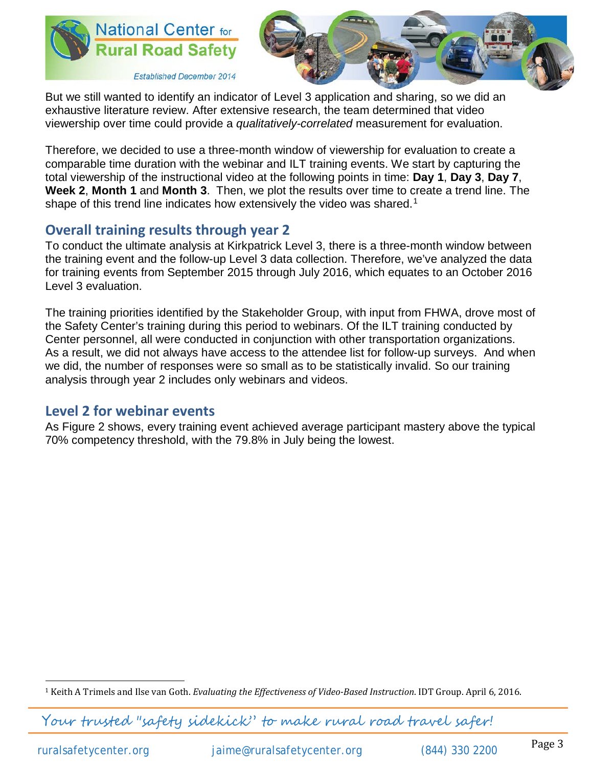But we still wanted to identify an indicator of Level 3 application and sharing, so we did an exhaustive literature review. After extensive research, the team determined that video viewership over time could provide a *qualitatively-correlated* measurement for evaluation.

Therefore, we decided to use a three-month window of viewership for evaluation to create a comparable time duration with the webinar and ILT training events. We start by capturing the total viewership of the instructional video at the following points in time: **Day 1**, **Day 3**, **Day 7**, **Week 2**, **Month 1** and **Month 3**. Then, we plot the results over time to create a trend line. The shape of this trend line indicates how extensively the video was shared.[1]

## Overall training results through year 2

To conduct the ultimate analysis at Kirkpatrick Level 3, there is a three-month window between the training event and the follow-up Level 3 data collection. Therefore, we've analyzed the data for training events from September 2015 through July 2016, which equates to an October 2016 Level 3 evaluation.

The training priorities identified by the Stakeholder Group, with input from FHWA, drove most of the Safety Center's training during this period to webinars. Of the ILT training conducted by Center personnel, all were conducted in conjunction with other transportation organizations. As a result, we did not always have access to the attendee list for follow-up surveys. And when we did, the number of responses were so small as to be statistically invalid. So our training analysis through year 2 includes only webinars and videos.

## Level 2 for webinar events

As Figure 2 shows, every training event achieved average participant mastery above the typical 70% competency threshold, with the 79.8% in July being the lowest.

[1] Keith A Trimels and Ilse van Goth. *Evaluating the Effectiveness of Video-Based Instruction*. IDT Group. April 6, 2016.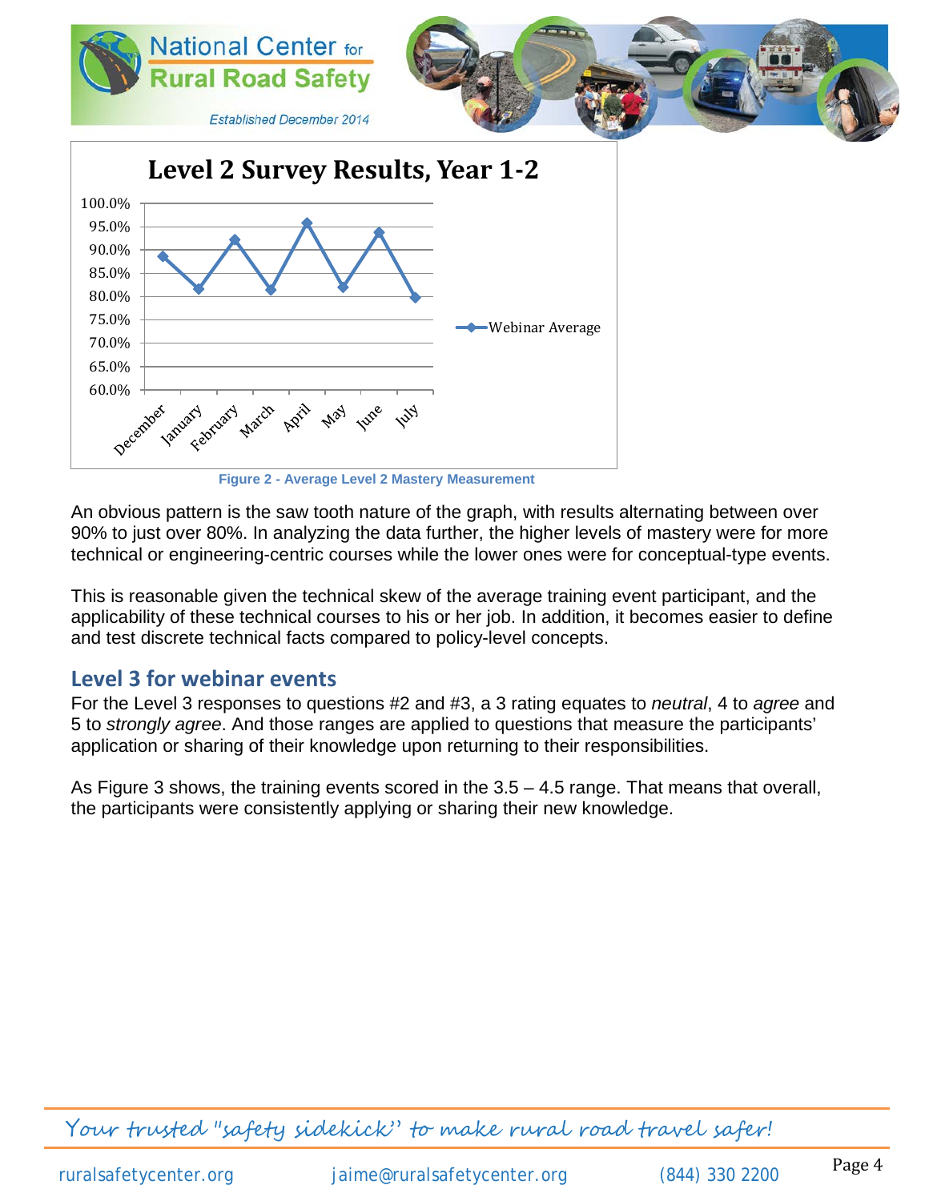Figure 2 - Average Level 2 Mastery Measurement

An obvious pattern is the saw tooth nature of the graph, with results alternating between over 90% to just over 80%. In analyzing the data further, the higher levels of mastery were for more technical or engineering-centric courses while the lower ones were for conceptual-type events.

This is reasonable given the technical skew of the average training event participant, and the applicability of these technical courses to his or her job. In addition, it becomes easier to define and test discrete technical facts compared to policy-level concepts.

## Level 3 for webinar events

For the Level 3 responses to questions #2 and #3, a 3 rating equates to *neutral*, 4 to *agree* and 5 to *strongly agree*. And those ranges are applied to questions that measure the participants' application or sharing of their knowledge upon returning to their responsibilities.

As Figure 3 shows, the training events scored in the 3.5 – 4.5 range. That means that overall, the participants were consistently applying or sharing their new knowledge.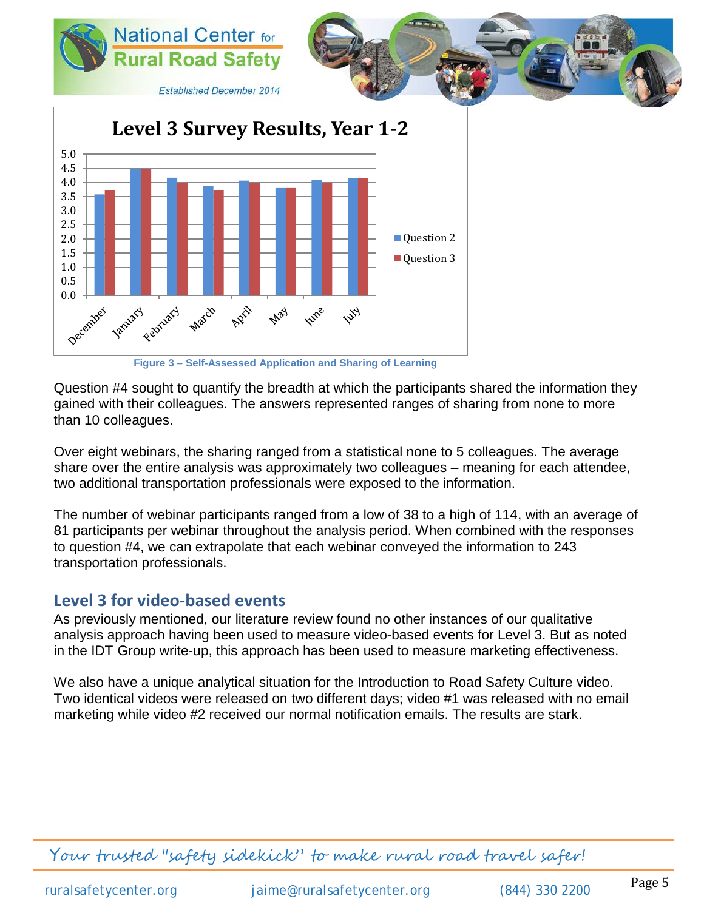Figure 3 – Self-Assessed Application and Sharing of Learning

Question #4 sought to quantify the breadth at which the participants shared the information they gained with their colleagues. The answers represented ranges of sharing from none to more than 10 colleagues.

Over eight webinars, the sharing ranged from a statistical none to 5 colleagues. The average share over the entire analysis was approximately two colleagues – meaning for each attendee, two additional transportation professionals were exposed to the information.

The number of webinar participants ranged from a low of 38 to a high of 114, with an average of 81 participants per webinar throughout the analysis period. When combined with the responses to question #4, we can extrapolate that each webinar conveyed the information to 243 transportation professionals.

## Level 3 for video-based events

As previously mentioned, our literature review found no other instances of our qualitative analysis approach having been used to measure video-based events for Level 3. But as noted in the IDT Group write-up, this approach has been used to measure marketing effectiveness.

We also have a unique analytical situation for the Introduction to Road Safety Culture video. Two identical videos were released on two different days; video #1 was released with no email marketing while video #2 received our normal notification emails. The results are stark.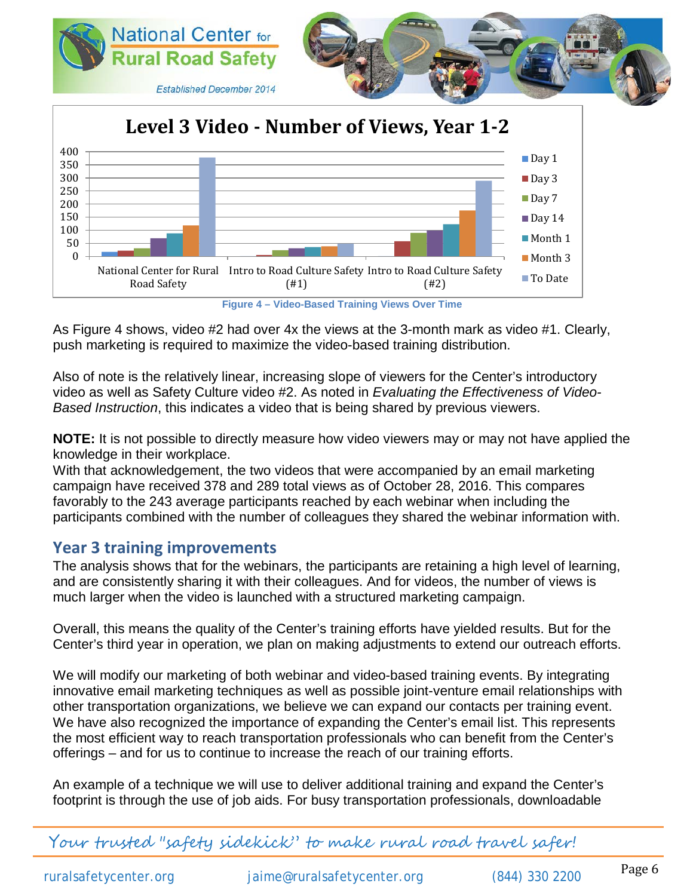Figure 4 – Video-Based Training Views Over Time

As Figure 4 shows, video #2 had over 4x the views at the 3-month mark as video #1. Clearly, push marketing is required to maximize the video-based training distribution.

Also of note is the relatively linear, increasing slope of viewers for the Center's introductory video as well as Safety Culture video #2. As noted in *Evaluating the Effectiveness of Video-Based Instruction*, this indicates a video that is being shared by previous viewers.

**NOTE:** It is not possible to directly measure how video viewers may or may not have applied the knowledge in their workplace.
With that acknowledgement, the two videos that were accompanied by an email marketing campaign have received 378 and 289 total views as of October 28, 2016. This compares favorably to the 243 average participants reached by each webinar when including the participants combined with the number of colleagues they shared the webinar information with.

## Year 3 training improvements

The analysis shows that for the webinars, the participants are retaining a high level of learning, and are consistently sharing it with their colleagues. And for videos, the number of views is much larger when the video is launched with a structured marketing campaign.

Overall, this means the quality of the Center's training efforts have yielded results. But for the Center's third year in operation, we plan on making adjustments to extend our outreach efforts.

We will modify our marketing of both webinar and video-based training events. By integrating innovative email marketing techniques as well as possible joint-venture email relationships with other transportation organizations, we believe we can expand our contacts per training event. We have also recognized the importance of expanding the Center's email list. This represents the most efficient way to reach transportation professionals who can benefit from the Center's offerings – and for us to continue to increase the reach of our training efforts.

An example of a technique we will use to deliver additional training and expand the Center's footprint is through the use of job aids. For busy transportation professionals, downloadable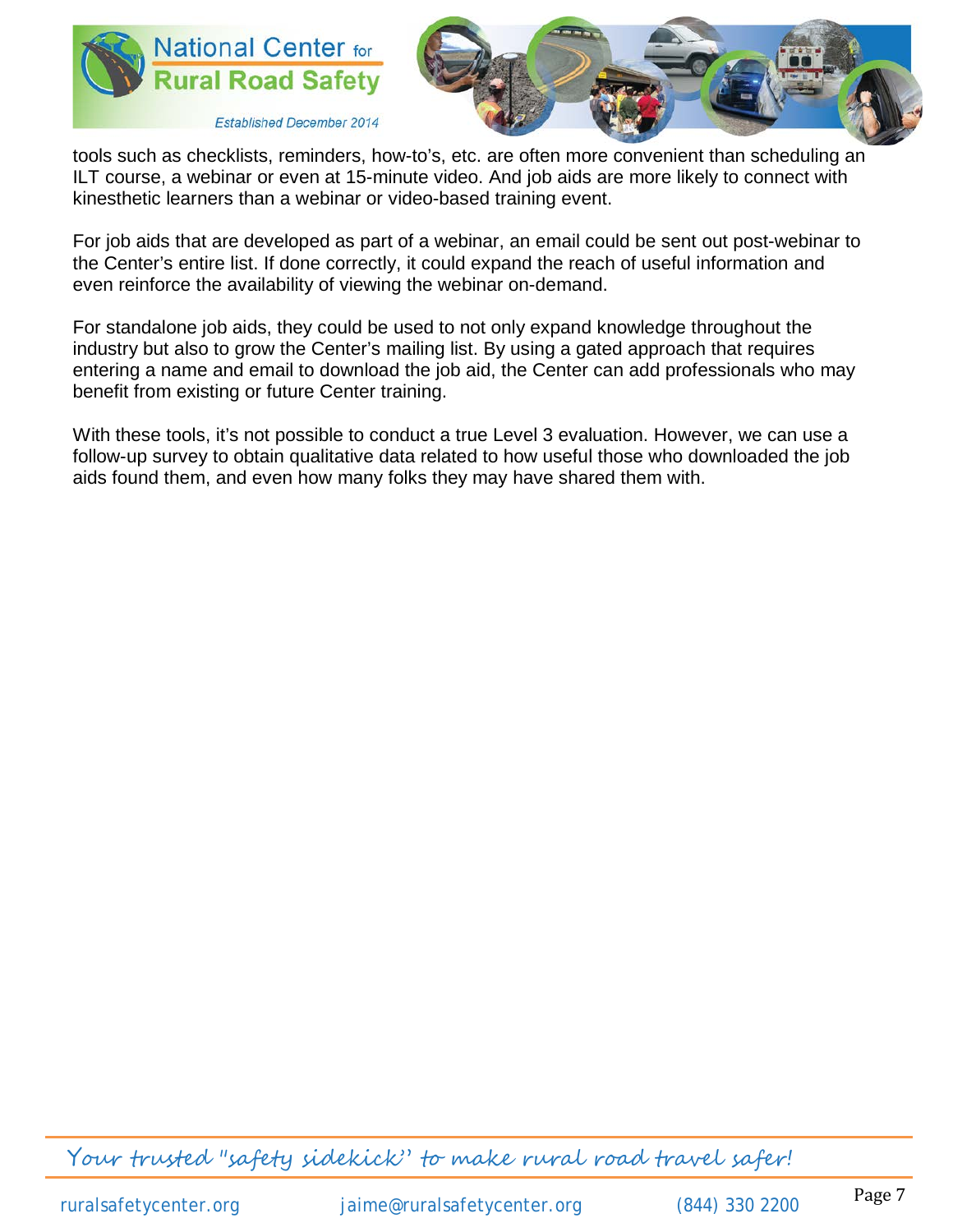tools such as checklists, reminders, how-to's, etc. are often more convenient than scheduling an ILT course, a webinar or even at 15-minute video. And job aids are more likely to connect with kinesthetic learners than a webinar or video-based training event.

For job aids that are developed as part of a webinar, an email could be sent out post-webinar to the Center's entire list. If done correctly, it could expand the reach of useful information and even reinforce the availability of viewing the webinar on-demand.

For standalone job aids, they could be used to not only expand knowledge throughout the industry but also to grow the Center's mailing list. By using a gated approach that requires entering a name and email to download the job aid, the Center can add professionals who may benefit from existing or future Center training.

With these tools, it's not possible to conduct a true Level 3 evaluation. However, we can use a follow-up survey to obtain qualitative data related to how useful those who downloaded the job aids found them, and even how many folks they may have shared them with.